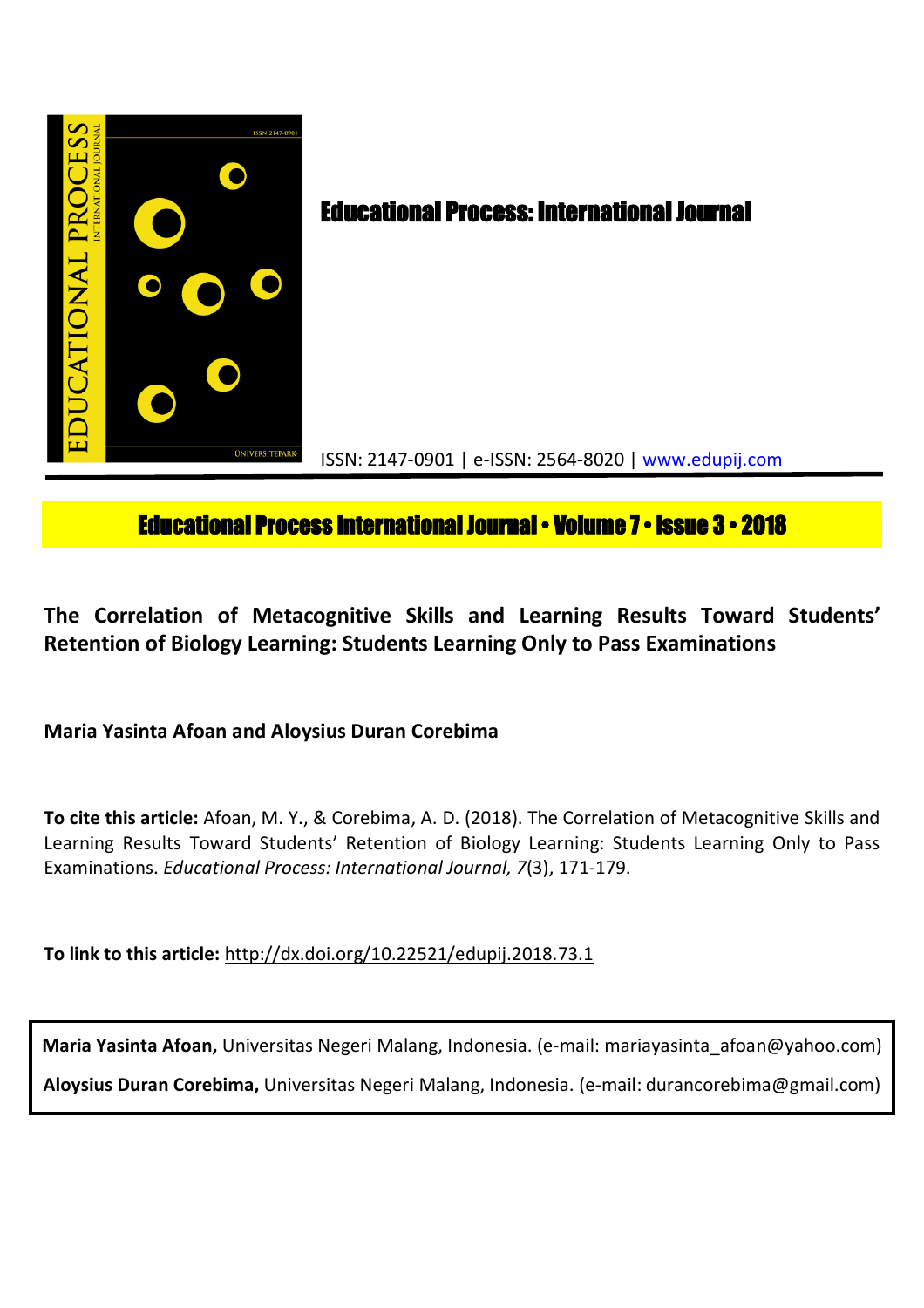# Educational Process: International Journal

ISSN: 2147-0901 | e-ISSN: 2564-8020 | www.edupij.com

**Educational Process International Journal • Volume 7 • Issue 3 • 2018**

## The Correlation of Metacognitive Skills and Learning Results Toward Students' Retention of Biology Learning: Students Learning Only to Pass Examinations

**Maria Yasinta Afoan and Aloysius Duran Corebima**

**To cite this article:** Afoan, M. Y., & Corebima, A. D. (2018). The Correlation of Metacognitive Skills and Learning Results Toward Students' Retention of Biology Learning: Students Learning Only to Pass Examinations. *Educational Process: International Journal, 7*(3), 171-179.

**To link to this article:** http://dx.doi.org/10.22521/edupij.2018.73.1

**Maria Yasinta Afoan,** Universitas Negeri Malang, Indonesia. (e-mail: mariayasinta_afoan@yahoo.com)

**Aloysius Duran Corebima,** Universitas Negeri Malang, Indonesia. (e-mail: durancorebima@gmail.com)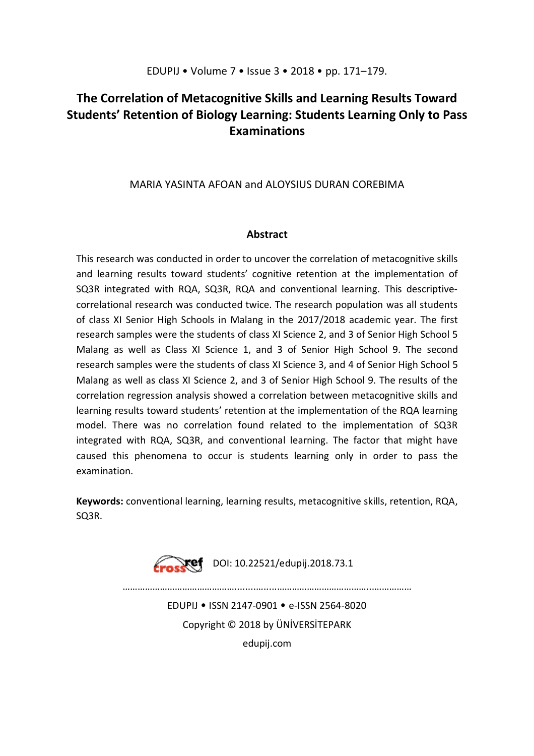# The Correlation of Metacognitive Skills and Learning Results Toward Students' Retention of Biology Learning: Students Learning Only to Pass Examinations

MARIA YASINTA AFOAN and ALOYSIUS DURAN COREBIMA

## Abstract

This research was conducted in order to uncover the correlation of metacognitive skills and learning results toward students' cognitive retention at the implementation of SQ3R integrated with RQA, SQ3R, RQA and conventional learning. This descriptive-correlational research was conducted twice. The research population was all students of class XI Senior High Schools in Malang in the 2017/2018 academic year. The first research samples were the students of class XI Science 2, and 3 of Senior High School 5 Malang as well as Class XI Science 1, and 3 of Senior High School 9. The second research samples were the students of class XI Science 3, and 4 of Senior High School 5 Malang as well as class XI Science 2, and 3 of Senior High School 9. The results of the correlation regression analysis showed a correlation between metacognitive skills and learning results toward students' retention at the implementation of the RQA learning model. There was no correlation found related to the implementation of SQ3R integrated with RQA, SQ3R, and conventional learning. The factor that might have caused this phenomena to occur is students learning only in order to pass the examination.

**Keywords:** conventional learning, learning results, metacognitive skills, retention, RQA, SQ3R.

DOI: 10.22521/edupij.2018.73.1

EDUPIJ • ISSN 2147-0901 • e-ISSN 2564-8020

Copyright © 2018 by ÜNİVERSİTEPARK

edupij.com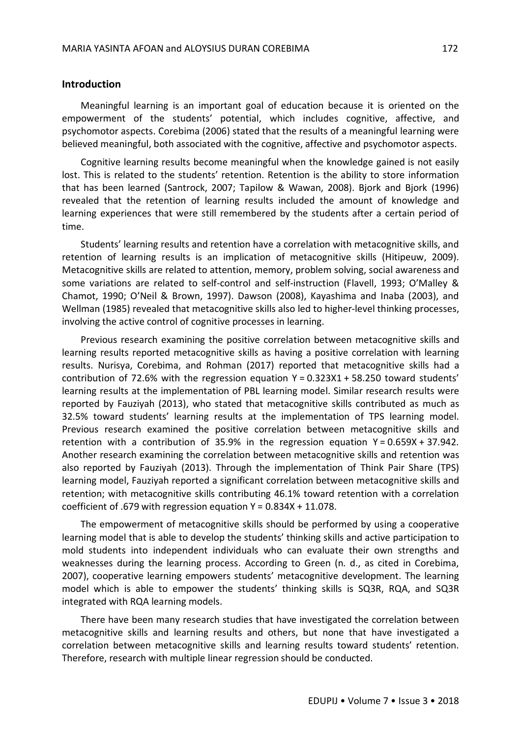## Introduction

Meaningful learning is an important goal of education because it is oriented on the empowerment of the students' potential, which includes cognitive, affective, and psychomotor aspects. Corebima (2006) stated that the results of a meaningful learning were believed meaningful, both associated with the cognitive, affective and psychomotor aspects.

Cognitive learning results become meaningful when the knowledge gained is not easily lost. This is related to the students' retention. Retention is the ability to store information that has been learned (Santrock, 2007; Tapilow & Wawan, 2008). Bjork and Bjork (1996) revealed that the retention of learning results included the amount of knowledge and learning experiences that were still remembered by the students after a certain period of time.

Students' learning results and retention have a correlation with metacognitive skills, and retention of learning results is an implication of metacognitive skills (Hitipeuw, 2009). Metacognitive skills are related to attention, memory, problem solving, social awareness and some variations are related to self-control and self-instruction (Flavell, 1993; O'Malley & Chamot, 1990; O'Neil & Brown, 1997). Dawson (2008), Kayashima and Inaba (2003), and Wellman (1985) revealed that metacognitive skills also led to higher-level thinking processes, involving the active control of cognitive processes in learning.

Previous research examining the positive correlation between metacognitive skills and learning results reported metacognitive skills as having a positive correlation with learning results. Nurisya, Corebima, and Rohman (2017) reported that metacognitive skills had a contribution of 72.6% with the regression equation $Y = 0.323X_1 + 58.250$ toward students' learning results at the implementation of PBL learning model. Similar research results were reported by Fauziyah (2013), who stated that metacognitive skills contributed as much as 32.5% toward students' learning results at the implementation of TPS learning model. Previous research examined the positive correlation between metacognitive skills and retention with a contribution of 35.9% in the regression equation $Y = 0.659X + 37.942$. Another research examining the correlation between metacognitive skills and retention was also reported by Fauziyah (2013). Through the implementation of Think Pair Share (TPS) learning model, Fauziyah reported a significant correlation between metacognitive skills and retention; with metacognitive skills contributing 46.1% toward retention with a correlation coefficient of .679 with regression equation $Y = 0.834X + 11.078$.

The empowerment of metacognitive skills should be performed by using a cooperative learning model that is able to develop the students' thinking skills and active participation to mold students into independent individuals who can evaluate their own strengths and weaknesses during the learning process. According to Green (n. d., as cited in Corebima, 2007), cooperative learning empowers students' metacognitive development. The learning model which is able to empower the students' thinking skills is SQ3R, RQA, and SQ3R integrated with RQA learning models.

There have been many research studies that have investigated the correlation between metacognitive skills and learning results and others, but none that have investigated a correlation between metacognitive skills and learning results toward students' retention. Therefore, research with multiple linear regression should be conducted.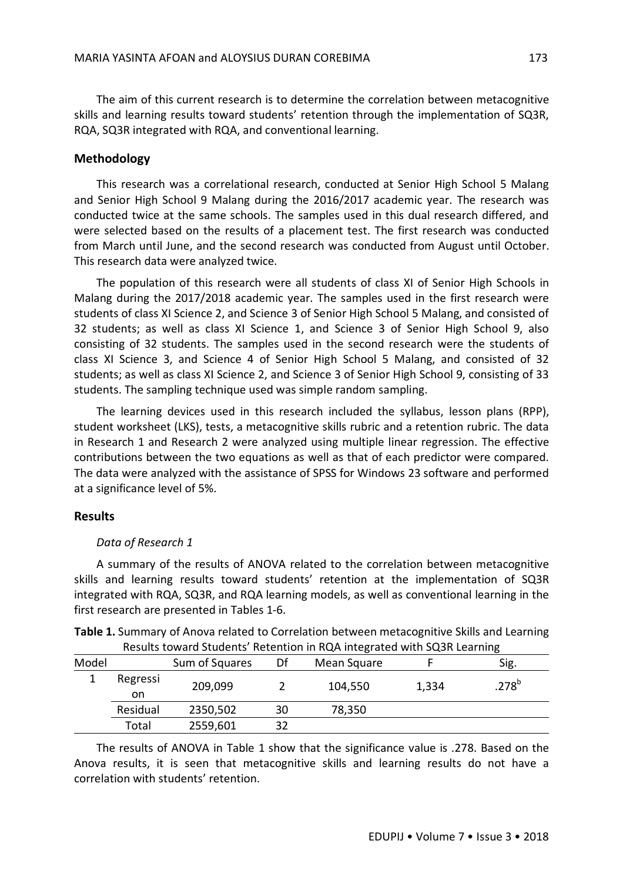The aim of this current research is to determine the correlation between metacognitive skills and learning results toward students' retention through the implementation of SQ3R, RQA, SQ3R integrated with RQA, and conventional learning.

## Methodology

This research was a correlational research, conducted at Senior High School 5 Malang and Senior High School 9 Malang during the 2016/2017 academic year. The research was conducted twice at the same schools. The samples used in this dual research differed, and were selected based on the results of a placement test. The first research was conducted from March until June, and the second research was conducted from August until October. This research data were analyzed twice.

The population of this research were all students of class XI of Senior High Schools in Malang during the 2017/2018 academic year. The samples used in the first research were students of class XI Science 2, and Science 3 of Senior High School 5 Malang, and consisted of 32 students; as well as class XI Science 1, and Science 3 of Senior High School 9, also consisting of 32 students. The samples used in the second research were the students of class XI Science 3, and Science 4 of Senior High School 5 Malang, and consisted of 32 students; as well as class XI Science 2, and Science 3 of Senior High School 9, consisting of 33 students. The sampling technique used was simple random sampling.

The learning devices used in this research included the syllabus, lesson plans (RPP), student worksheet (LKS), tests, a metacognitive skills rubric and a retention rubric. The data in Research 1 and Research 2 were analyzed using multiple linear regression. The effective contributions between the two equations as well as that of each predictor were compared. The data were analyzed with the assistance of SPSS for Windows 23 software and performed at a significance level of 5%.

## Results

### *Data of Research 1*

A summary of the results of ANOVA related to the correlation between metacognitive skills and learning results toward students' retention at the implementation of SQ3R integrated with RQA, SQ3R, and RQA learning models, as well as conventional learning in the first research are presented in Tables 1-6.

**Table 1.** Summary of Anova related to Correlation between metacognitive Skills and Learning Results toward Students' Retention in RQA integrated with SQ3R Learning

| Model | | Sum of Squares | Df | Mean Square | F | Sig. |
|---|---|---|---|---|---|---|
| 1 | Regression | 209,099 | 2 | 104,550 | 1,334 | .278[b] |
| | Residual | 2350,502 | 30 | 78,350 | | |
| | Total | 2559,601 | 32 | | | |

The results of ANOVA in Table 1 show that the significance value is .278. Based on the Anova results, it is seen that metacognitive skills and learning results do not have a correlation with students' retention.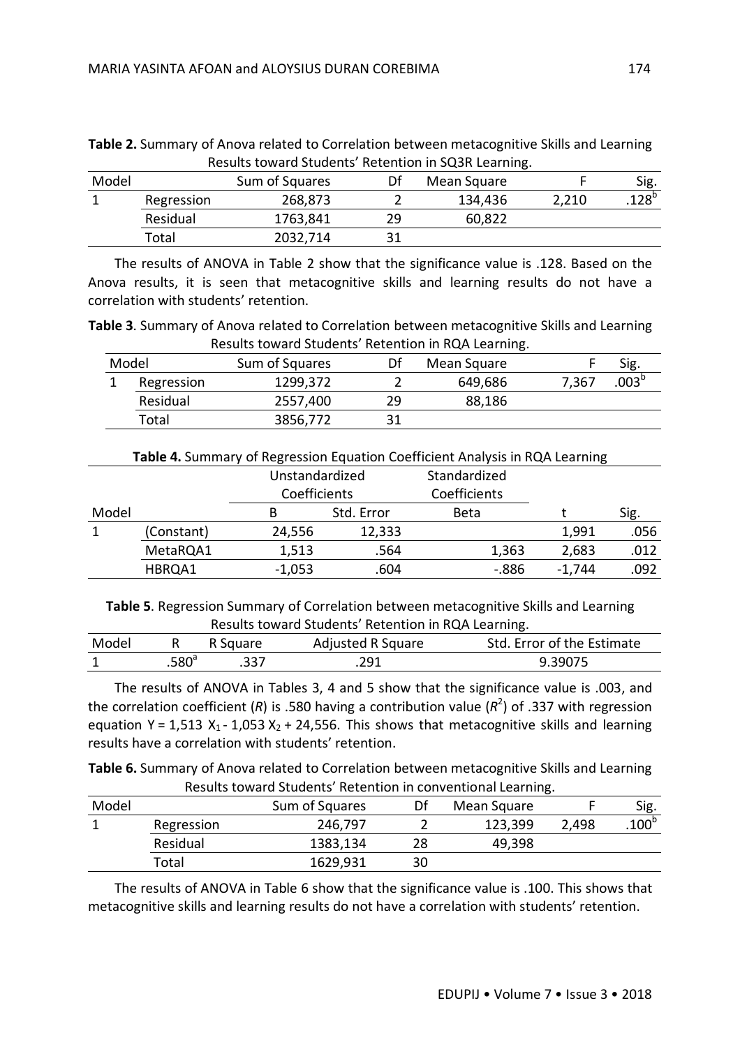**Table 2.** Summary of Anova related to Correlation between metacognitive Skills and Learning Results toward Students' Retention in SQ3R Learning.

| Model | | Sum of Squares | Df | Mean Square | F | Sig. |
|---|---|---|---|---|---|---|
| 1 | Regression | 268,873 | 2 | 134,436 | 2,210 | .128[b] |
| | Residual | 1763,841 | 29 | 60,822 | | |
| | Total | 2032,714 | 31 | | | |

The results of ANOVA in Table 2 show that the significance value is .128. Based on the Anova results, it is seen that metacognitive skills and learning results do not have a correlation with students' retention.

**Table 3**. Summary of Anova related to Correlation between metacognitive Skills and Learning Results toward Students' Retention in RQA Learning.

| Model | | Sum of Squares | Df | Mean Square | F | Sig. |
|---|---|---|---|---|---|---|
| 1 | Regression | 1299,372 | 2 | 649,686 | 7,367 | .003[b] |
| | Residual | 2557,400 | 29 | 88,186 | | |
| | Total | 3856,772 | 31 | | | |

**Table 4.** Summary of Regression Equation Coefficient Analysis in RQA Learning

| Model | | Unstandardized Coefficients | | Standardized Coefficients | | |
|---|---|---|---|---|---|---|
| | | B | Std. Error | Beta | t | Sig. |
| 1 | (Constant) | 24,556 | 12,333 | | 1,991 | .056 |
| | MetaRQA1 | 1,513 | .564 | 1,363 | 2,683 | .012 |
| | HBRQA1 | -1,053 | .604 | -.886 | -1,744 | .092 |

**Table 5**. Regression Summary of Correlation between metacognitive Skills and Learning Results toward Students' Retention in RQA Learning.

| Model | R | R Square | Adjusted R Square | Std. Error of the Estimate |
|---|---|---|---|---|
| 1 | .580[a] | .337 | .291 | 9.39075 |

The results of ANOVA in Tables 3, 4 and 5 show that the significance value is .003, and the correlation coefficient (*R*) is .580 having a contribution value ($R^2$) of .337 with regression equation $Y = 1{,}513\ X_1 - 1{,}053\ X_2 + 24{,}556$. This shows that metacognitive skills and learning results have a correlation with students' retention.

**Table 6.** Summary of Anova related to Correlation between metacognitive Skills and Learning Results toward Students' Retention in conventional Learning.

| Model | | Sum of Squares | Df | Mean Square | F | Sig. |
|---|---|---|---|---|---|---|
| 1 | Regression | 246,797 | 2 | 123,399 | 2,498 | .100[b] |
| | Residual | 1383,134 | 28 | 49,398 | | |
| | Total | 1629,931 | 30 | | | |

The results of ANOVA in Table 6 show that the significance value is .100. This shows that metacognitive skills and learning results do not have a correlation with students' retention.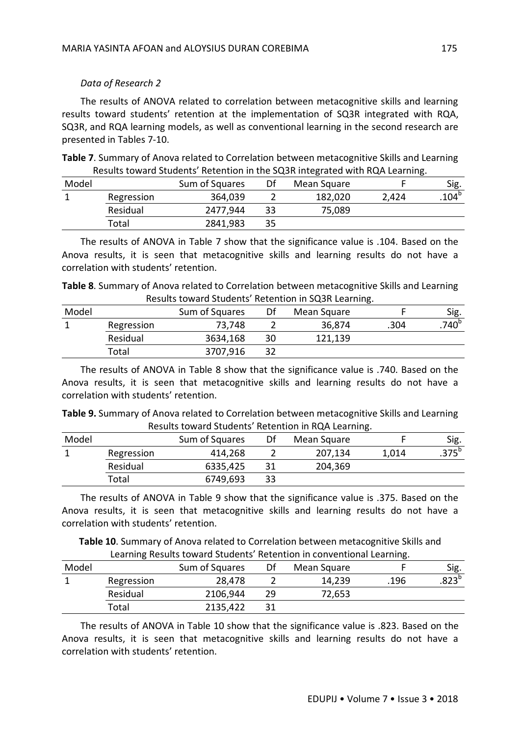*Data of Research 2*

The results of ANOVA related to correlation between metacognitive skills and learning results toward students' retention at the implementation of SQ3R integrated with RQA, SQ3R, and RQA learning models, as well as conventional learning in the second research are presented in Tables 7-10.

**Table 7**. Summary of Anova related to Correlation between metacognitive Skills and Learning Results toward Students' Retention in the SQ3R integrated with RQA Learning.

| Model | | Sum of Squares | Df | Mean Square | F | Sig. |
|---|---|---|---|---|---|---|
| 1 | Regression | 364,039 | 2 | 182,020 | 2,424 | .104[b] |
| | Residual | 2477,944 | 33 | 75,089 | | |
| | Total | 2841,983 | 35 | | | |

The results of ANOVA in Table 7 show that the significance value is .104. Based on the Anova results, it is seen that metacognitive skills and learning results do not have a correlation with students' retention.

**Table 8**. Summary of Anova related to Correlation between metacognitive Skills and Learning Results toward Students' Retention in SQ3R Learning.

| Model | | Sum of Squares | Df | Mean Square | F | Sig. |
|---|---|---|---|---|---|---|
| 1 | Regression | 73,748 | 2 | 36,874 | .304 | .740[b] |
| | Residual | 3634,168 | 30 | 121,139 | | |
| | Total | 3707,916 | 32 | | | |

The results of ANOVA in Table 8 show that the significance value is .740. Based on the Anova results, it is seen that metacognitive skills and learning results do not have a correlation with students' retention.

**Table 9.** Summary of Anova related to Correlation between metacognitive Skills and Learning Results toward Students' Retention in RQA Learning.

| Model | | Sum of Squares | Df | Mean Square | F | Sig. |
|---|---|---|---|---|---|---|
| 1 | Regression | 414,268 | 2 | 207,134 | 1,014 | .375[b] |
| | Residual | 6335,425 | 31 | 204,369 | | |
| | Total | 6749,693 | 33 | | | |

The results of ANOVA in Table 9 show that the significance value is .375. Based on the Anova results, it is seen that metacognitive skills and learning results do not have a correlation with students' retention.

**Table 10**. Summary of Anova related to Correlation between metacognitive Skills and Learning Results toward Students' Retention in conventional Learning.

| Model | | Sum of Squares | Df | Mean Square | F | Sig. |
|---|---|---|---|---|---|---|
| 1 | Regression | 28,478 | 2 | 14,239 | .196 | .823[b] |
| | Residual | 2106,944 | 29 | 72,653 | | |
| | Total | 2135,422 | 31 | | | |

The results of ANOVA in Table 10 show that the significance value is .823. Based on the Anova results, it is seen that metacognitive skills and learning results do not have a correlation with students' retention.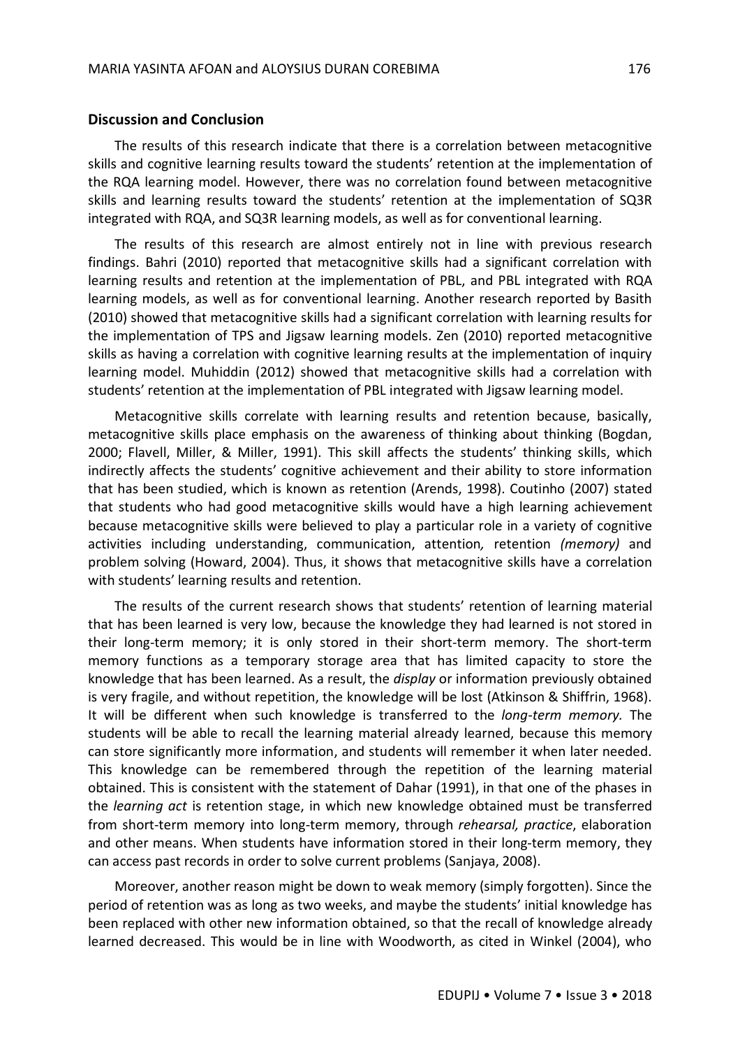## Discussion and Conclusion

The results of this research indicate that there is a correlation between metacognitive skills and cognitive learning results toward the students' retention at the implementation of the RQA learning model. However, there was no correlation found between metacognitive skills and learning results toward the students' retention at the implementation of SQ3R integrated with RQA, and SQ3R learning models, as well as for conventional learning.

The results of this research are almost entirely not in line with previous research findings. Bahri (2010) reported that metacognitive skills had a significant correlation with learning results and retention at the implementation of PBL, and PBL integrated with RQA learning models, as well as for conventional learning. Another research reported by Basith (2010) showed that metacognitive skills had a significant correlation with learning results for the implementation of TPS and Jigsaw learning models. Zen (2010) reported metacognitive skills as having a correlation with cognitive learning results at the implementation of inquiry learning model. Muhiddin (2012) showed that metacognitive skills had a correlation with students' retention at the implementation of PBL integrated with Jigsaw learning model.

Metacognitive skills correlate with learning results and retention because, basically, metacognitive skills place emphasis on the awareness of thinking about thinking (Bogdan, 2000; Flavell, Miller, & Miller, 1991). This skill affects the students' thinking skills, which indirectly affects the students' cognitive achievement and their ability to store information that has been studied, which is known as retention (Arends, 1998). Coutinho (2007) stated that students who had good metacognitive skills would have a high learning achievement because metacognitive skills were believed to play a particular role in a variety of cognitive activities including understanding, communication, attention, retention *(memory)* and problem solving (Howard, 2004). Thus, it shows that metacognitive skills have a correlation with students' learning results and retention.

The results of the current research shows that students' retention of learning material that has been learned is very low, because the knowledge they had learned is not stored in their long-term memory; it is only stored in their short-term memory. The short-term memory functions as a temporary storage area that has limited capacity to store the knowledge that has been learned. As a result, the *display* or information previously obtained is very fragile, and without repetition, the knowledge will be lost (Atkinson & Shiffrin, 1968). It will be different when such knowledge is transferred to the *long-term memory.* The students will be able to recall the learning material already learned, because this memory can store significantly more information, and students will remember it when later needed. This knowledge can be remembered through the repetition of the learning material obtained. This is consistent with the statement of Dahar (1991), in that one of the phases in the *learning act* is retention stage, in which new knowledge obtained must be transferred from short-term memory into long-term memory, through *rehearsal, practice*, elaboration and other means. When students have information stored in their long-term memory, they can access past records in order to solve current problems (Sanjaya, 2008).

Moreover, another reason might be down to weak memory (simply forgotten). Since the period of retention was as long as two weeks, and maybe the students' initial knowledge has been replaced with other new information obtained, so that the recall of knowledge already learned decreased. This would be in line with Woodworth, as cited in Winkel (2004), who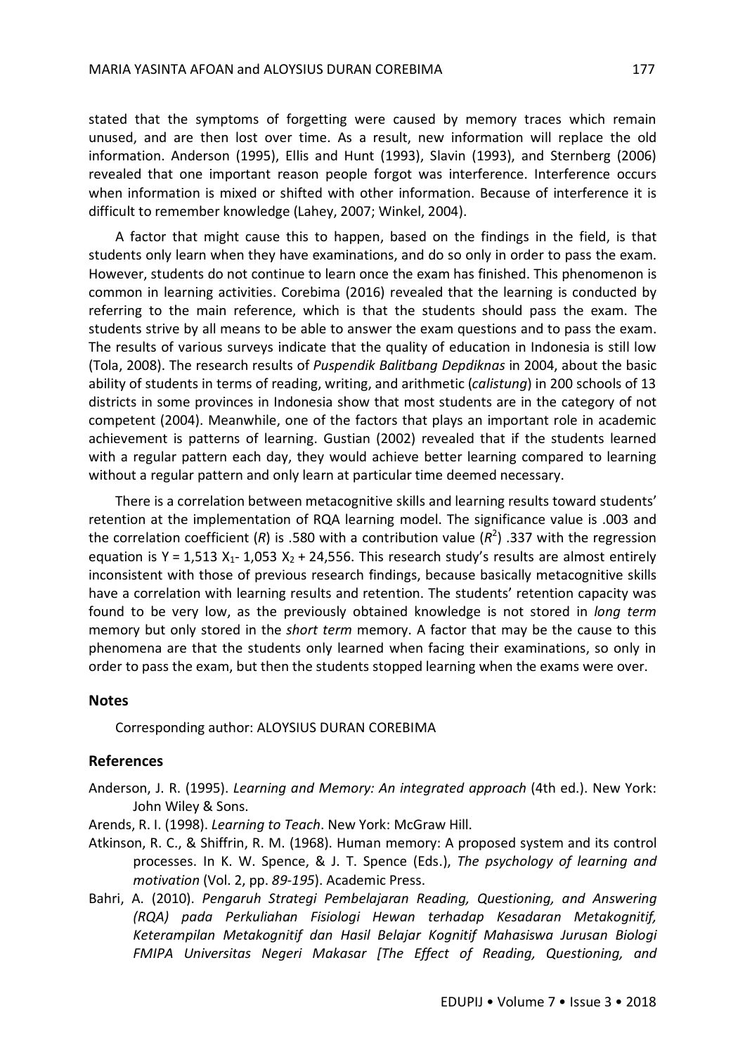stated that the symptoms of forgetting were caused by memory traces which remain unused, and are then lost over time. As a result, new information will replace the old information. Anderson (1995), Ellis and Hunt (1993), Slavin (1993), and Sternberg (2006) revealed that one important reason people forgot was interference. Interference occurs when information is mixed or shifted with other information. Because of interference it is difficult to remember knowledge (Lahey, 2007; Winkel, 2004).

A factor that might cause this to happen, based on the findings in the field, is that students only learn when they have examinations, and do so only in order to pass the exam. However, students do not continue to learn once the exam has finished. This phenomenon is common in learning activities. Corebima (2016) revealed that the learning is conducted by referring to the main reference, which is that the students should pass the exam. The students strive by all means to be able to answer the exam questions and to pass the exam. The results of various surveys indicate that the quality of education in Indonesia is still low (Tola, 2008). The research results of *Puspendik Balitbang Depdiknas* in 2004, about the basic ability of students in terms of reading, writing, and arithmetic (*calistung*) in 200 schools of 13 districts in some provinces in Indonesia show that most students are in the category of not competent (2004). Meanwhile, one of the factors that plays an important role in academic achievement is patterns of learning. Gustian (2002) revealed that if the students learned with a regular pattern each day, they would achieve better learning compared to learning without a regular pattern and only learn at particular time deemed necessary.

There is a correlation between metacognitive skills and learning results toward students' retention at the implementation of RQA learning model. The significance value is .003 and the correlation coefficient ($R$) is .580 with a contribution value ($R^2$) .337 with the regression equation is $Y = 1{,}513\ X_1 - 1{,}053\ X_2 + 24{,}556$. This research study's results are almost entirely inconsistent with those of previous research findings, because basically metacognitive skills have a correlation with learning results and retention. The students' retention capacity was found to be very low, as the previously obtained knowledge is not stored in *long term* memory but only stored in the *short term* memory. A factor that may be the cause to this phenomena are that the students only learned when facing their examinations, so only in order to pass the exam, but then the students stopped learning when the exams were over.

## Notes

Corresponding author: ALOYSIUS DURAN COREBIMA

## References

Anderson, J. R. (1995). *Learning and Memory: An integrated approach* (4th ed.). New York: John Wiley & Sons.

Arends, R. I. (1998). *Learning to Teach*. New York: McGraw Hill.

Atkinson, R. C., & Shiffrin, R. M. (1968). Human memory: A proposed system and its control processes. In K. W. Spence, & J. T. Spence (Eds.), *The psychology of learning and motivation* (Vol. 2, pp. *89-195*). Academic Press.

Bahri, A. (2010). *Pengaruh Strategi Pembelajaran Reading, Questioning, and Answering (RQA) pada Perkuliahan Fisiologi Hewan terhadap Kesadaran Metakognitif, Keterampilan Metakognitif dan Hasil Belajar Kognitif Mahasiswa Jurusan Biologi FMIPA Universitas Negeri Makasar [The Effect of Reading, Questioning, and*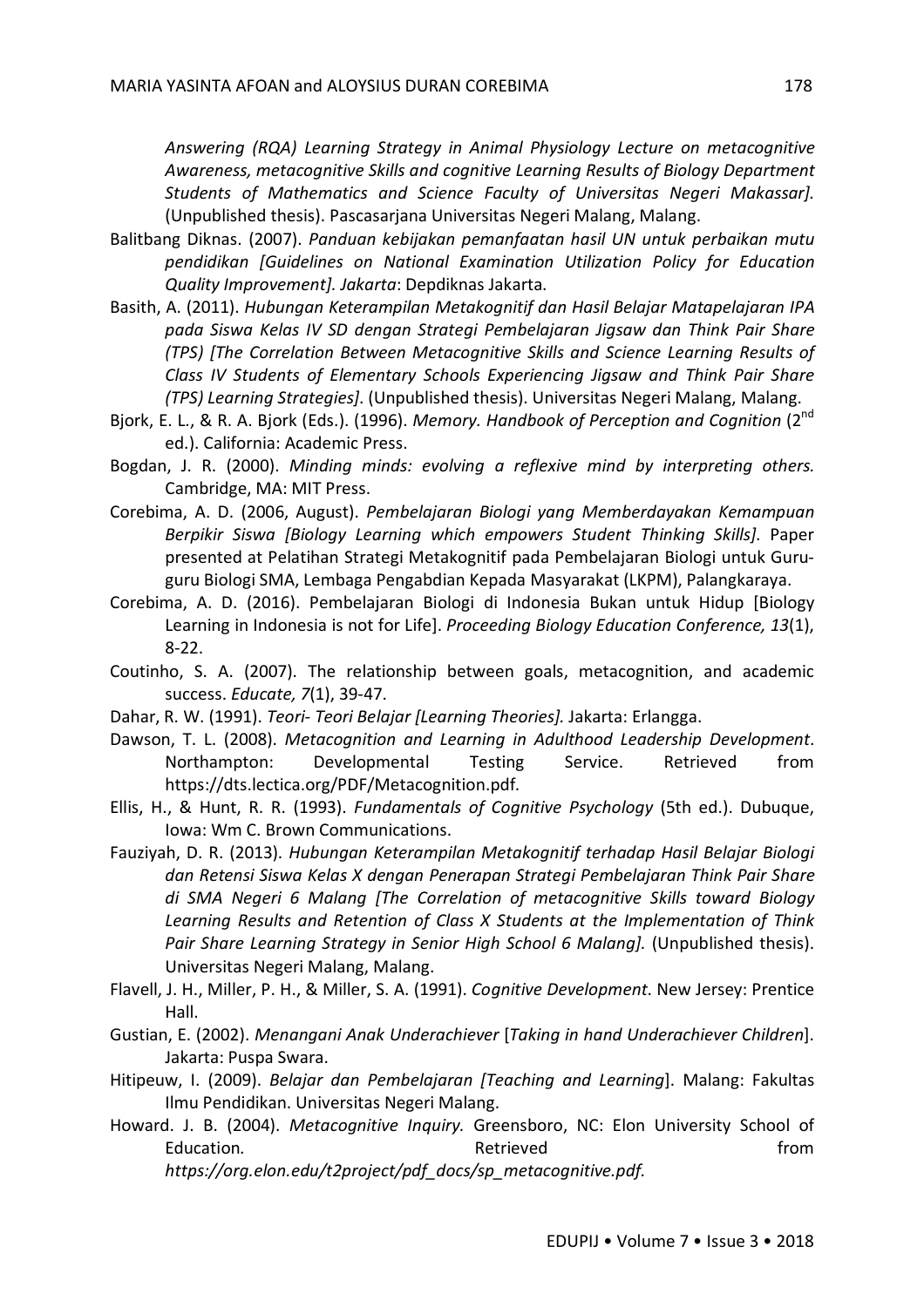*Answering (RQA) Learning Strategy in Animal Physiology Lecture on metacognitive Awareness, metacognitive Skills and cognitive Learning Results of Biology Department Students of Mathematics and Science Faculty of Universitas Negeri Makassar].* (Unpublished thesis). Pascasarjana Universitas Negeri Malang, Malang.

Balitbang Diknas. (2007). *Panduan kebijakan pemanfaatan hasil UN untuk perbaikan mutu pendidikan [Guidelines on National Examination Utilization Policy for Education Quality Improvement]. Jakarta*: Depdiknas Jakarta.

Basith, A. (2011). *Hubungan Keterampilan Metakognitif dan Hasil Belajar Matapelajaran IPA pada Siswa Kelas IV SD dengan Strategi Pembelajaran Jigsaw dan Think Pair Share (TPS) [The Correlation Between Metacognitive Skills and Science Learning Results of Class IV Students of Elementary Schools Experiencing Jigsaw and Think Pair Share (TPS) Learning Strategies]*. (Unpublished thesis). Universitas Negeri Malang, Malang.

Bjork, E. L., & R. A. Bjork (Eds.). (1996). *Memory. Handbook of Perception and Cognition* (2nd ed.). California: Academic Press.

Bogdan, J. R. (2000). *Minding minds: evolving a reflexive mind by interpreting others.* Cambridge, MA: MIT Press.

Corebima, A. D. (2006, August). *Pembelajaran Biologi yang Memberdayakan Kemampuan Berpikir Siswa [Biology Learning which empowers Student Thinking Skills]*. Paper presented at Pelatihan Strategi Metakognitif pada Pembelajaran Biologi untuk Guru-guru Biologi SMA, Lembaga Pengabdian Kepada Masyarakat (LKPM), Palangkaraya.

Corebima, A. D. (2016). Pembelajaran Biologi di Indonesia Bukan untuk Hidup [Biology Learning in Indonesia is not for Life]. *Proceeding Biology Education Conference, 13*(1), 8-22.

Coutinho, S. A. (2007). The relationship between goals, metacognition, and academic success. *Educate, 7*(1), 39-47.

Dahar, R. W. (1991). *Teori- Teori Belajar [Learning Theories].* Jakarta: Erlangga.

Dawson, T. L. (2008). *Metacognition and Learning in Adulthood Leadership Development*. Northampton: Developmental Testing Service. Retrieved from https://dts.lectica.org/PDF/Metacognition.pdf.

Ellis, H., & Hunt, R. R. (1993). *Fundamentals of Cognitive Psychology* (5th ed.). Dubuque, Iowa: Wm C. Brown Communications.

Fauziyah, D. R. (2013). *Hubungan Keterampilan Metakognitif terhadap Hasil Belajar Biologi dan Retensi Siswa Kelas X dengan Penerapan Strategi Pembelajaran Think Pair Share di SMA Negeri 6 Malang [The Correlation of metacognitive Skills toward Biology Learning Results and Retention of Class X Students at the Implementation of Think Pair Share Learning Strategy in Senior High School 6 Malang].* (Unpublished thesis). Universitas Negeri Malang, Malang.

Flavell, J. H., Miller, P. H., & Miller, S. A. (1991). *Cognitive Development*. New Jersey: Prentice Hall.

Gustian, E. (2002). *Menangani Anak Underachiever* [*Taking in hand Underachiever Children*]. Jakarta: Puspa Swara.

Hitipeuw, I. (2009). *Belajar dan Pembelajaran [Teaching and Learning*]. Malang: Fakultas Ilmu Pendidikan. Universitas Negeri Malang.

Howard. J. B. (2004). *Metacognitive Inquiry.* Greensboro, NC: Elon University School of Education*.* Retrieved from *https://org.elon.edu/t2project/pdf_docs/sp_metacognitive.pdf.*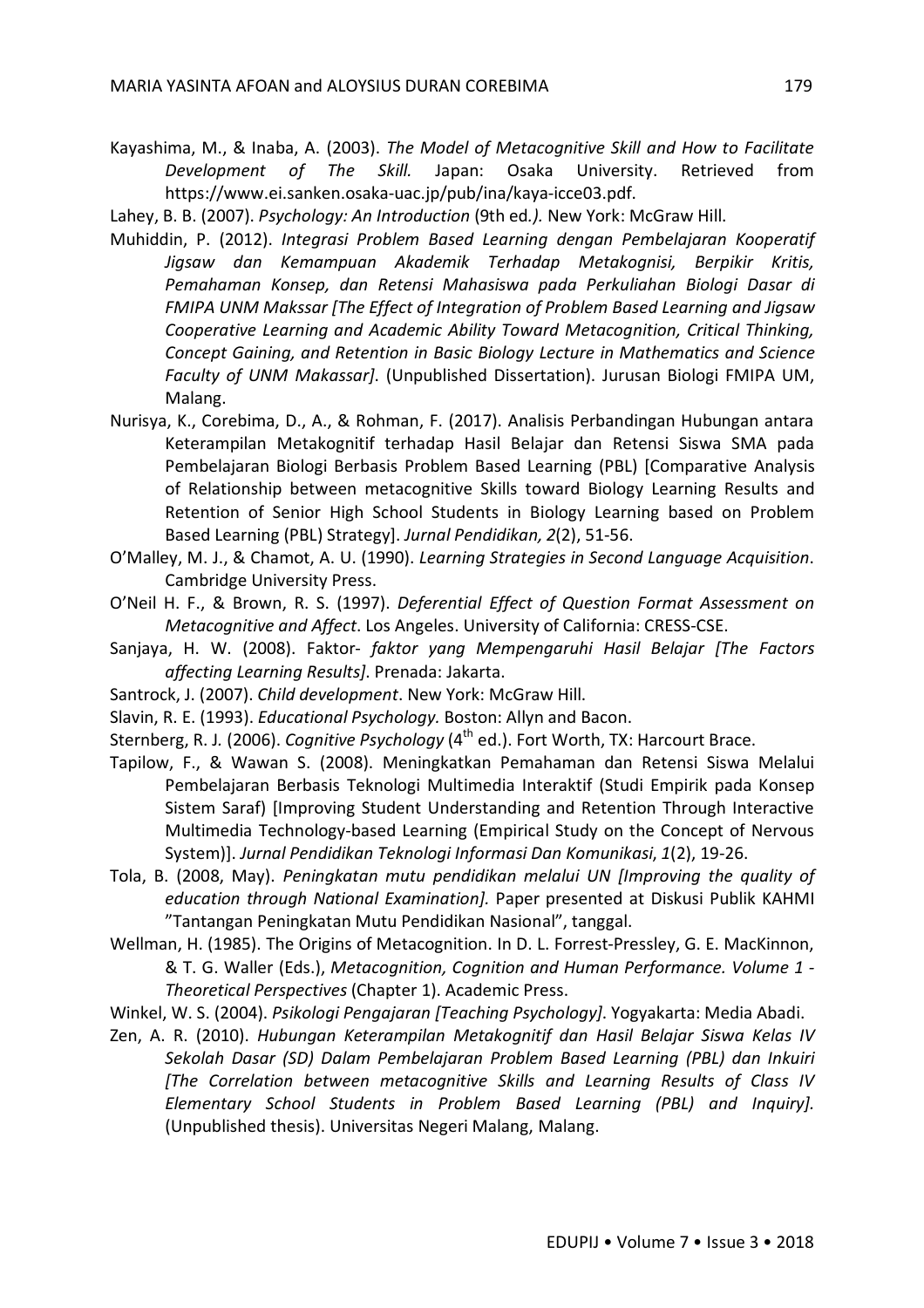Kayashima, M., & Inaba, A. (2003). *The Model of Metacognitive Skill and How to Facilitate Development of The Skill.* Japan: Osaka University. Retrieved from https://www.ei.sanken.osaka-uac.jp/pub/ina/kaya-icce03.pdf.

Lahey, B. B. (2007). *Psychology: An Introduction* (9th ed*.).* New York: McGraw Hill.

Muhiddin, P. (2012). *Integrasi Problem Based Learning dengan Pembelajaran Kooperatif Jigsaw dan Kemampuan Akademik Terhadap Metakognisi, Berpikir Kritis, Pemahaman Konsep, dan Retensi Mahasiswa pada Perkuliahan Biologi Dasar di FMIPA UNM Makssar [The Effect of Integration of Problem Based Learning and Jigsaw Cooperative Learning and Academic Ability Toward Metacognition, Critical Thinking, Concept Gaining, and Retention in Basic Biology Lecture in Mathematics and Science Faculty of UNM Makassar]*. (Unpublished Dissertation). Jurusan Biologi FMIPA UM, Malang.

Nurisya, K., Corebima, D., A., & Rohman, F. (2017). Analisis Perbandingan Hubungan antara Keterampilan Metakognitif terhadap Hasil Belajar dan Retensi Siswa SMA pada Pembelajaran Biologi Berbasis Problem Based Learning (PBL) [Comparative Analysis of Relationship between metacognitive Skills toward Biology Learning Results and Retention of Senior High School Students in Biology Learning based on Problem Based Learning (PBL) Strategy]. *Jurnal Pendidikan, 2*(2), 51-56.

O'Malley, M. J., & Chamot, A. U. (1990). *Learning Strategies in Second Language Acquisition*. Cambridge University Press.

O'Neil H. F., & Brown, R. S. (1997). *Deferential Effect of Question Format Assessment on Metacognitive and Affect*. Los Angeles. University of California: CRESS-CSE.

Sanjaya, H. W. (2008). Faktor- *faktor yang Mempengaruhi Hasil Belajar [The Factors affecting Learning Results]*. Prenada: Jakarta.

Santrock, J. (2007). *Child development*. New York: McGraw Hill.

Slavin, R. E. (1993). *Educational Psychology.* Boston: Allyn and Bacon.

Sternberg, R. J. (2006). *Cognitive Psychology* (4th ed.). Fort Worth, TX: Harcourt Brace.

Tapilow, F., & Wawan S. (2008). Meningkatkan Pemahaman dan Retensi Siswa Melalui Pembelajaran Berbasis Teknologi Multimedia Interaktif (Studi Empirik pada Konsep Sistem Saraf) [Improving Student Understanding and Retention Through Interactive Multimedia Technology-based Learning (Empirical Study on the Concept of Nervous System)]. *Jurnal Pendidikan Teknologi Informasi Dan Komunikasi*, *1*(2), 19-26.

Tola, B. (2008, May). *Peningkatan mutu pendidikan melalui UN [Improving the quality of education through National Examination].* Paper presented at Diskusi Publik KAHMI "Tantangan Peningkatan Mutu Pendidikan Nasional", tanggal.

Wellman, H. (1985). The Origins of Metacognition. In D. L. Forrest-Pressley, G. E. MacKinnon, & T. G. Waller (Eds.), *Metacognition, Cognition and Human Performance. Volume 1 - Theoretical Perspectives* (Chapter 1). Academic Press.

Winkel, W. S. (2004). *Psikologi Pengajaran [Teaching Psychology]*. Yogyakarta: Media Abadi.

Zen, A. R. (2010). *Hubungan Keterampilan Metakognitif dan Hasil Belajar Siswa Kelas IV Sekolah Dasar (SD) Dalam Pembelajaran Problem Based Learning (PBL) dan Inkuiri [The Correlation between metacognitive Skills and Learning Results of Class IV Elementary School Students in Problem Based Learning (PBL) and Inquiry].* (Unpublished thesis). Universitas Negeri Malang, Malang.